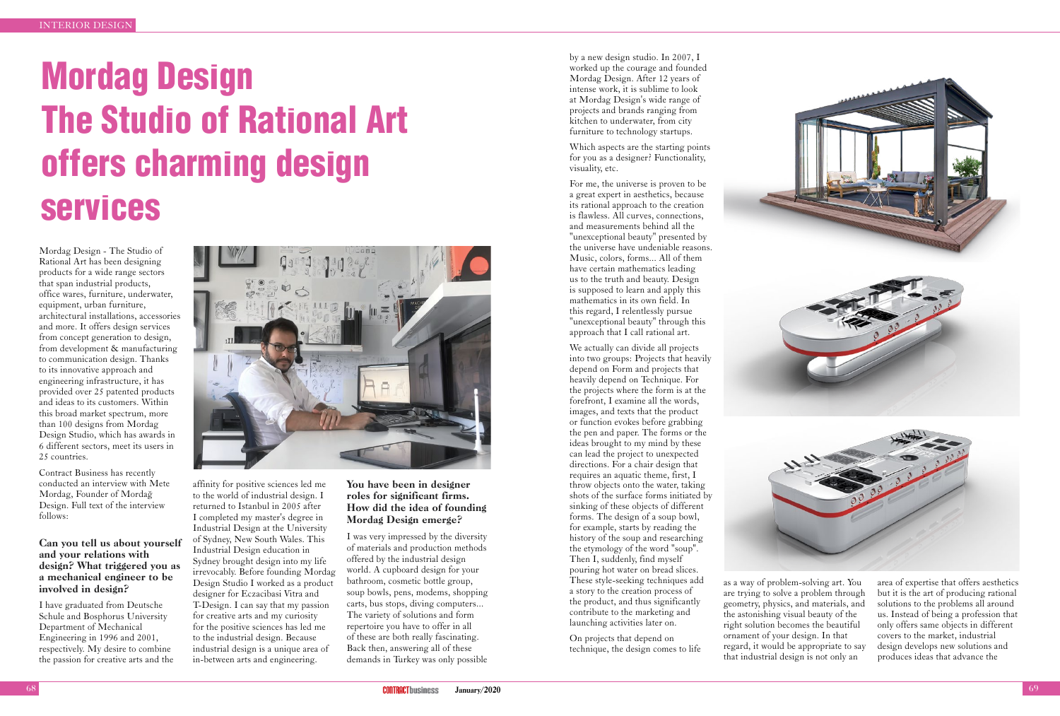# Mordag Design
# The Studio of Rational Art offers charming design services

Mordag Design - The Studio of Rational Art has been designing products for a wide range sectors that span industrial products, office wares, furniture, underwater, equipment, urban furniture, architectural installations, accessories and more. It offers design services from concept generation to design, from development & manufacturing to communication design. Thanks to its innovative approach and engineering infrastructure, it has provided over 25 patented products and ideas to its customers. Within this broad market spectrum, more than 100 designs from Mordag Design Studio, which has awards in 6 different sectors, meet its users in 25 countries.

Contract Business has recently conducted an interview with Mete Mordag, Founder of Mordağ Design. Full text of the interview follows:

**Can you tell us about yourself and your relations with design? What triggered you as a mechanical engineer to be involved in design?**

I have graduated from Deutsche Schule and Bosphorus University Department of Mechanical Engineering in 1996 and 2001, respectively. My desire to combine the passion for creative arts and the affinity for positive sciences led me to the world of industrial design. I returned to Istanbul in 2005 after I completed my master's degree in Industrial Design at the University of Sydney, New South Wales. This Industrial Design education in Sydney brought design into my life irrevocably. Before founding Mordag Design Studio I worked as a product designer for Eczacibasi Vitra and T-Design. I can say that my passion for creative arts and my curiosity for the positive sciences has led me to the industrial design. Because industrial design is a unique area of in-between arts and engineering.

**You have been in designer roles for significant firms. How did the idea of founding Mordag Design emerge?**

I was very impressed by the diversity of materials and production methods offered by the industrial design world. A cupboard design for your bathroom, cosmetic bottle group, soup bowls, pens, modems, shopping carts, bus stops, diving computers... The variety of solutions and form repertoire you have to offer in all of these are both really fascinating. Back then, answering all of these demands in Turkey was only possible by a new design studio. In 2007, I worked up the courage and founded Mordag Design. After 12 years of intense work, it is sublime to look at Mordag Design's wide range of projects and brands ranging from kitchen to underwater, from city furniture to technology startups.

Which aspects are the starting points for you as a designer? Functionality, visuality, etc.

For me, the universe is proven to be a great expert in aesthetics, because its rational approach to the creation is flawless. All curves, connections, and measurements behind all the "unexceptional beauty" presented by the universe have undeniable reasons. Music, colors, forms... All of them have certain mathematics leading us to the truth and beauty. Design is supposed to learn and apply this mathematics in its own field. In this regard, I relentlessly pursue "unexceptional beauty" through this approach that I call rational art.

We actually can divide all projects into two groups: Projects that heavily depend on Form and projects that heavily depend on Technique. For the projects where the form is at the forefront, I examine all the words, images, and texts that the product or function evokes before grabbing the pen and paper. The forms or the ideas brought to my mind by these can lead the project to unexpected directions. For a chair design that requires an aquatic theme, first, I throw objects onto the water, taking shots of the surface forms initiated by sinking of these objects of different forms. The design of a soup bowl, for example, starts by reading the history of the soup and researching the etymology of the word "soup". Then I, suddenly, find myself pouring hot water on bread slices. These style-seeking techniques add a story to the creation process of the product, and thus significantly contribute to the marketing and launching activities later on.

On projects that depend on technique, the design comes to life as a way of problem-solving art. You are trying to solve a problem through geometry, physics, and materials, and the astonishing visual beauty of the right solution becomes the beautiful ornament of your design. In that regard, it would be appropriate to say that industrial design is not only an area of expertise that offers aesthetics but it is the art of producing rational solutions to the problems all around us. Instead of being a profession that only offers same objects in different covers to the market, industrial design develops new solutions and produces ideas that advance the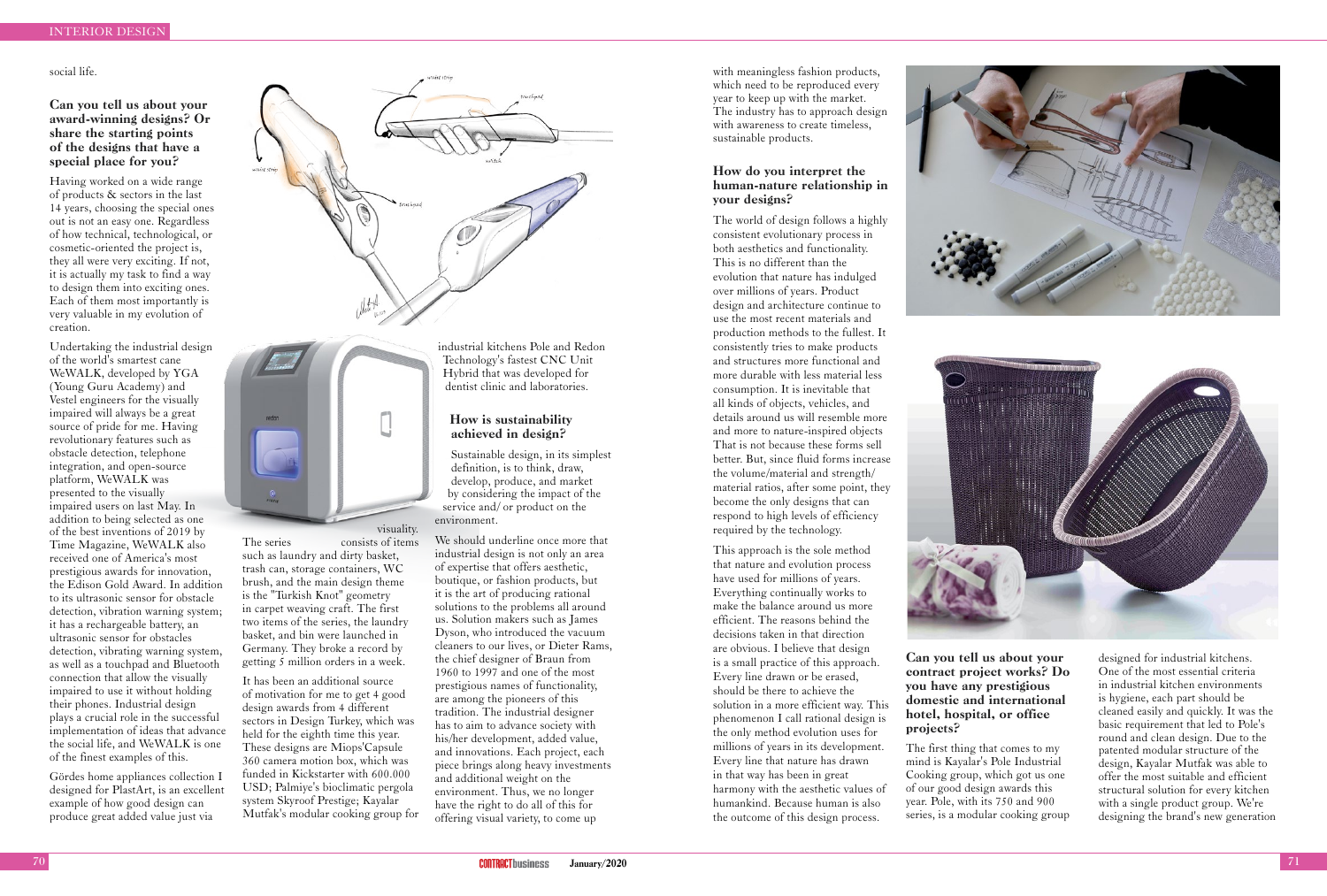social life.

**Can you tell us about your award-winning designs? Or share the starting points of the designs that have a special place for you?**

Having worked on a wide range of products & sectors in the last 14 years, choosing the special ones out is not an easy one. Regardless of how technical, technological, or cosmetic-oriented the project is, they all were very exciting. If not, it is actually my task to find a way to design them into exciting ones. Each of them most importantly is very valuable in my evolution of creation.

Undertaking the industrial design of the world's smartest cane WeWALK, developed by YGA (Young Guru Academy) and Vestel engineers for the visually impaired will always be a great source of pride for me. Having revolutionary features such as obstacle detection, telephone integration, and open-source platform, WeWALK was presented to the visually impaired users on last May. In addition to being selected as one of the best inventions of 2019 by Time Magazine, WeWALK also received one of America's most prestigious awards for innovation, the Edison Gold Award. In addition to its ultrasonic sensor for obstacle detection, vibration warning system; it has a rechargeable battery, an ultrasonic sensor for obstacles detection, vibrating warning system, as well as a touchpad and Bluetooth connection that allow the visually impaired to use it without holding their phones. Industrial design plays a crucial role in the successful implementation of ideas that advance the social life, and WeWALK is one of the finest examples of this.

Gördes home appliances collection I designed for PlastArt, is an excellent example of how good design can produce great added value just via visuality. The series consists of items such as laundry and dirty basket, trash can, storage containers, WC brush, and the main design theme is the "Turkish Knot" geometry in carpet weaving craft. The first two items of the series, the laundry basket, and bin were launched in Germany. They broke a record by getting 5 million orders in a week.

It has been an additional source of motivation for me to get 4 good design awards from 4 different sectors in Design Turkey, which was held for the eighth time this year. These designs are Miops'Capsule 360 camera motion box, which was funded in Kickstarter with 600.000 USD; Palmiye's bioclimatic pergola system Skyroof Prestige; Kayalar Mutfak's modular cooking group for industrial kitchens Pole and Redon Technology's fastest CNC Unit Hybrid that was developed for dentist clinic and laboratories.

**How is sustainability achieved in design?**

Sustainable design, in its simplest definition, is to think, draw, develop, produce, and market by considering the impact of the service and/ or product on the environment.

We should underline once more that industrial design is not only an area of expertise that offers aesthetic, boutique, or fashion products, but it is the art of producing rational solutions to the problems all around us. Solution makers such as James Dyson, who introduced the vacuum cleaners to our lives, or Dieter Rams, the chief designer of Braun from 1960 to 1997 and one of the most prestigious names of functionality, are among the pioneers of this tradition. The industrial designer has to aim to advance society with his/her development, added value, and innovations. Each project, each piece brings along heavy investments and additional weight on the environment. Thus, we no longer have the right to do all of this for offering visual variety, to come up with meaningless fashion products, which need to be reproduced every year to keep up with the market. The industry has to approach design with awareness to create timeless, sustainable products.

**How do you interpret the human-nature relationship in your designs?**

The world of design follows a highly consistent evolutionary process in both aesthetics and functionality. This is no different than the evolution that nature has indulged over millions of years. Product design and architecture continue to use the most recent materials and production methods to the fullest. It consistently tries to make products and structures more functional and more durable with less material less consumption. It is inevitable that all kinds of objects, vehicles, and details around us will resemble more and more to nature-inspired objects That is not because these forms sell better. But, since fluid forms increase the volume/material and strength/ material ratios, after some point, they become the only designs that can respond to high levels of efficiency required by the technology.

This approach is the sole method that nature and evolution process have used for millions of years. Everything continually works to make the balance around us more efficient. The reasons behind the decisions taken in that direction are obvious. I believe that design is a small practice of this approach. Every line drawn or be erased, should be there to achieve the solution in a more efficient way. This phenomenon I call rational design is the only method evolution uses for millions of years in its development. Every line that nature has drawn in that way has been in great harmony with the aesthetic values of humankind. Because human is also the outcome of this design process.

**Can you tell us about your contract project works? Do you have any prestigious domestic and international hotel, hospital, or office projects?**

The first thing that comes to my mind is Kayalar's Pole Industrial Cooking group, which got us one of our good design awards this year. Pole, with its 750 and 900 series, is a modular cooking group designed for industrial kitchens. One of the most essential criteria in industrial kitchen environments is hygiene, each part should be cleaned easily and quickly. It was the basic requirement that led to Pole's round and clean design. Due to the patented modular structure of the design, Kayalar Mutfak was able to offer the most suitable and efficient structural solution for every kitchen with a single product group. We're designing the brand's new generation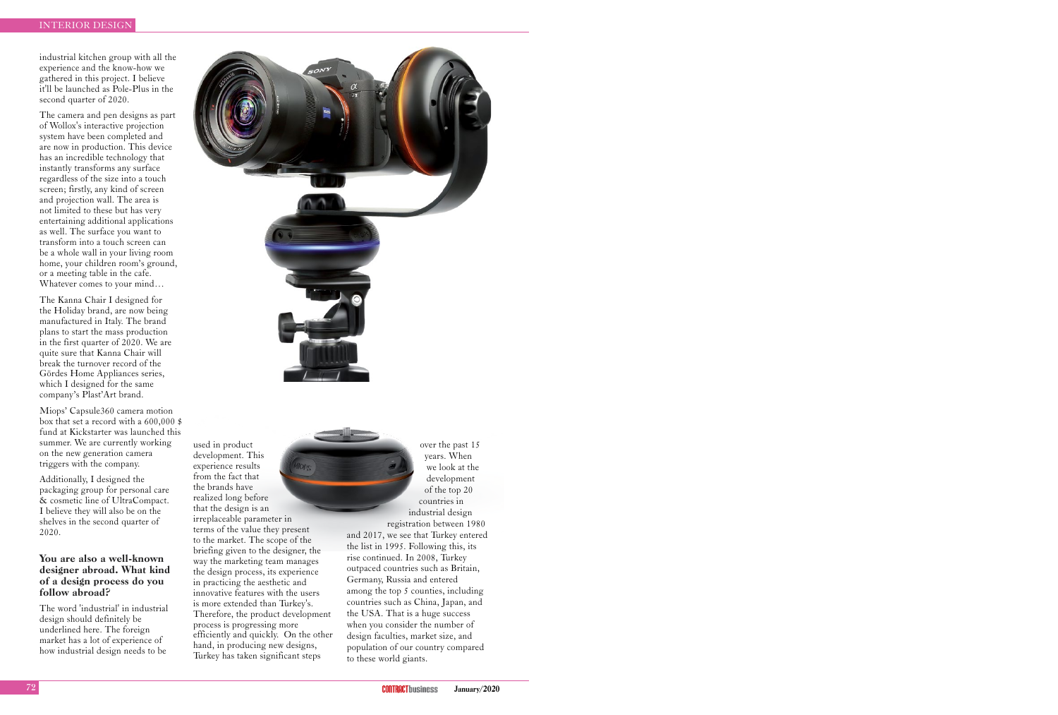industrial kitchen group with all the experience and the know-how we gathered in this project. I believe it'll be launched as Pole-Plus in the second quarter of 2020.

The camera and pen designs as part of Wollox's interactive projection system have been completed and are now in production. This device has an incredible technology that instantly transforms any surface regardless of the size into a touch screen; firstly, any kind of screen and projection wall. The area is not limited to these but has very entertaining additional applications as well. The surface you want to transform into a touch screen can be a whole wall in your living room home, your children room's ground, or a meeting table in the cafe. Whatever comes to your mind…

The Kanna Chair I designed for the Holiday brand, are now being manufactured in Italy. The brand plans to start the mass production in the first quarter of 2020. We are quite sure that Kanna Chair will break the turnover record of the Gördes Home Appliances series, which I designed for the same company's Plast'Art brand.

Miops' Capsule360 camera motion box that set a record with a 600,000 $ fund at Kickstarter was launched this summer. We are currently working on the new generation camera triggers with the company.

Additionally, I designed the packaging group for personal care & cosmetic line of UltraCompact. I believe they will also be on the shelves in the second quarter of 2020.

**You are also a well-known designer abroad. What kind of a design process do you follow abroad?**

The word 'industrial' in industrial design should definitely be underlined here. The foreign market has a lot of experience of how industrial design needs to be used in product development. This experience results from the fact that the brands have realized long before that the design is an irreplaceable parameter in terms of the value they present to the market. The scope of the briefing given to the designer, the way the marketing team manages the design process, its experience in practicing the aesthetic and innovative features with the users is more extended than Turkey's. Therefore, the product development process is progressing more efficiently and quickly. On the other hand, in producing new designs, Turkey has taken significant steps over the past 15 years. When we look at the development of the top 20 countries in industrial design registration between 1980 and 2017, we see that Turkey entered the list in 1995. Following this, its rise continued. In 2008, Turkey outpaced countries such as Britain, Germany, Russia and entered among the top 5 counties, including countries such as China, Japan, and the USA. That is a huge success when you consider the number of design faculties, market size, and population of our country compared to these world giants.